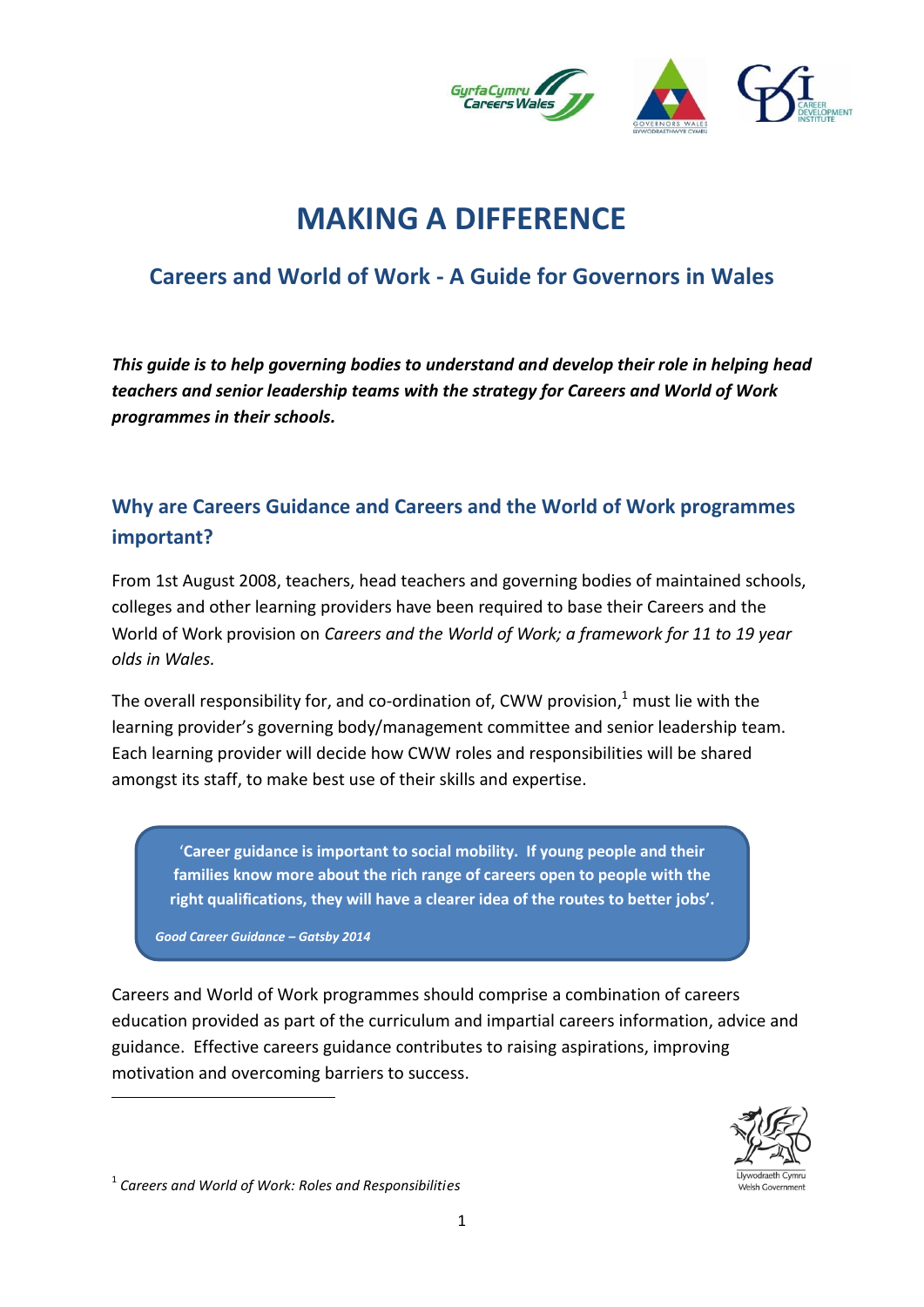# MAKING A DIFFERENCE

## Careers and World of Work - A Guide for Governors in Wales

***This guide is to help governing bodies to understand and develop their role in helping head teachers and senior leadership teams with the strategy for Careers and World of Work programmes in their schools.***

### Why are Careers Guidance and Careers and the World of Work programmes important?

From 1st August 2008, teachers, head teachers and governing bodies of maintained schools, colleges and other learning providers have been required to base their Careers and the World of Work provision on *Careers and the World of Work; a framework for 11 to 19 year olds in Wales.*

The overall responsibility for, and co-ordination of, CWW provision,[1] must lie with the learning provider's governing body/management committee and senior leadership team. Each learning provider will decide how CWW roles and responsibilities will be shared amongst its staff, to make best use of their skills and expertise.

> **'Career guidance is important to social mobility. If young people and their families know more about the rich range of careers open to people with the right qualifications, they will have a clearer idea of the routes to better jobs'.**
>
> ***Good Career Guidance – Gatsby 2014***

Careers and World of Work programmes should comprise a combination of careers education provided as part of the curriculum and impartial careers information, advice and guidance. Effective careers guidance contributes to raising aspirations, improving motivation and overcoming barriers to success.

[1] *Careers and World of Work: Roles and Responsibilities*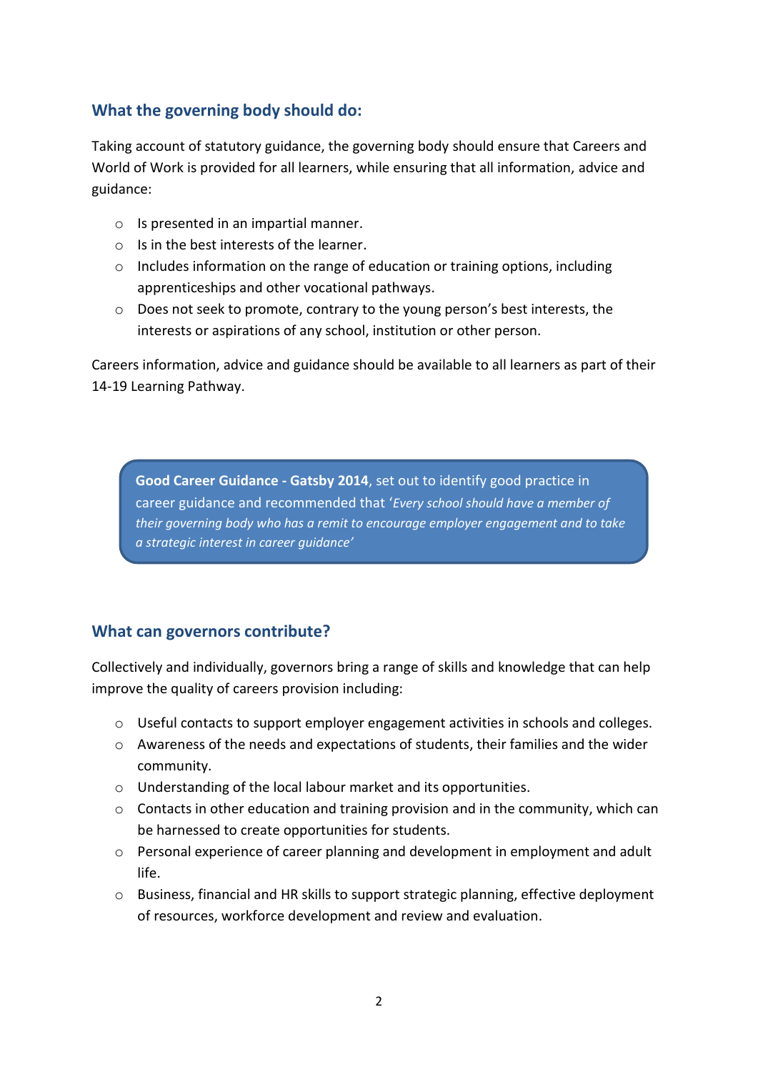## What the governing body should do:

Taking account of statutory guidance, the governing body should ensure that Careers and World of Work is provided for all learners, while ensuring that all information, advice and guidance:

- Is presented in an impartial manner.
- Is in the best interests of the learner.
- Includes information on the range of education or training options, including apprenticeships and other vocational pathways.
- Does not seek to promote, contrary to the young person's best interests, the interests or aspirations of any school, institution or other person.

Careers information, advice and guidance should be available to all learners as part of their 14-19 Learning Pathway.

> **Good Career Guidance - Gatsby 2014**, set out to identify good practice in career guidance and recommended that '*Every school should have a member of their governing body who has a remit to encourage employer engagement and to take a strategic interest in career guidance*'

## What can governors contribute?

Collectively and individually, governors bring a range of skills and knowledge that can help improve the quality of careers provision including:

- Useful contacts to support employer engagement activities in schools and colleges.
- Awareness of the needs and expectations of students, their families and the wider community.
- Understanding of the local labour market and its opportunities.
- Contacts in other education and training provision and in the community, which can be harnessed to create opportunities for students.
- Personal experience of career planning and development in employment and adult life.
- Business, financial and HR skills to support strategic planning, effective deployment of resources, workforce development and review and evaluation.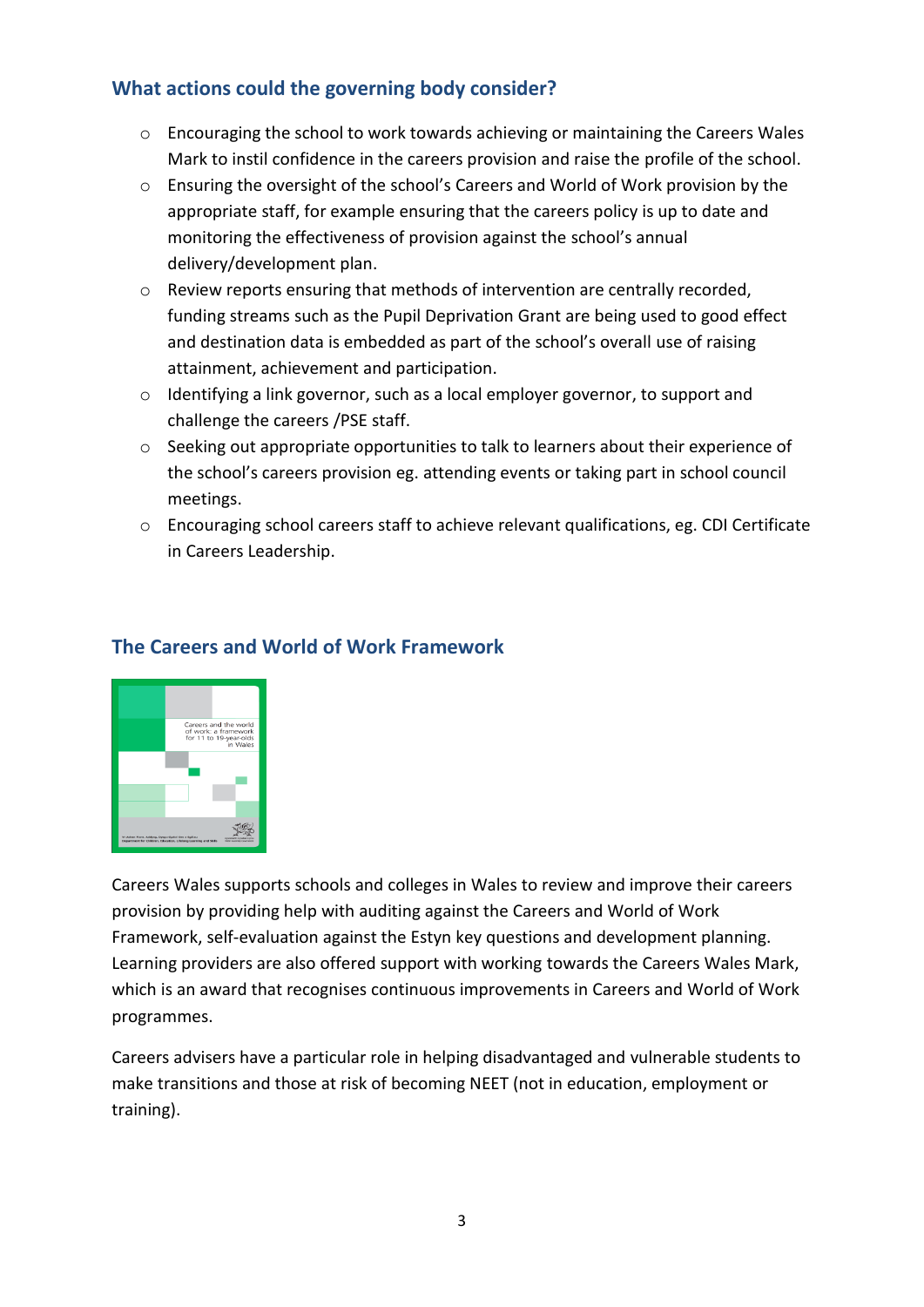## What actions could the governing body consider?

- Encouraging the school to work towards achieving or maintaining the Careers Wales Mark to instil confidence in the careers provision and raise the profile of the school.
- Ensuring the oversight of the school's Careers and World of Work provision by the appropriate staff, for example ensuring that the careers policy is up to date and monitoring the effectiveness of provision against the school's annual delivery/development plan.
- Review reports ensuring that methods of intervention are centrally recorded, funding streams such as the Pupil Deprivation Grant are being used to good effect and destination data is embedded as part of the school's overall use of raising attainment, achievement and participation.
- Identifying a link governor, such as a local employer governor, to support and challenge the careers /PSE staff.
- Seeking out appropriate opportunities to talk to learners about their experience of the school's careers provision eg. attending events or taking part in school council meetings.
- Encouraging school careers staff to achieve relevant qualifications, eg. CDI Certificate in Careers Leadership.

## The Careers and World of Work Framework

Careers Wales supports schools and colleges in Wales to review and improve their careers provision by providing help with auditing against the Careers and World of Work Framework, self-evaluation against the Estyn key questions and development planning. Learning providers are also offered support with working towards the Careers Wales Mark, which is an award that recognises continuous improvements in Careers and World of Work programmes.

Careers advisers have a particular role in helping disadvantaged and vulnerable students to make transitions and those at risk of becoming NEET (not in education, employment or training).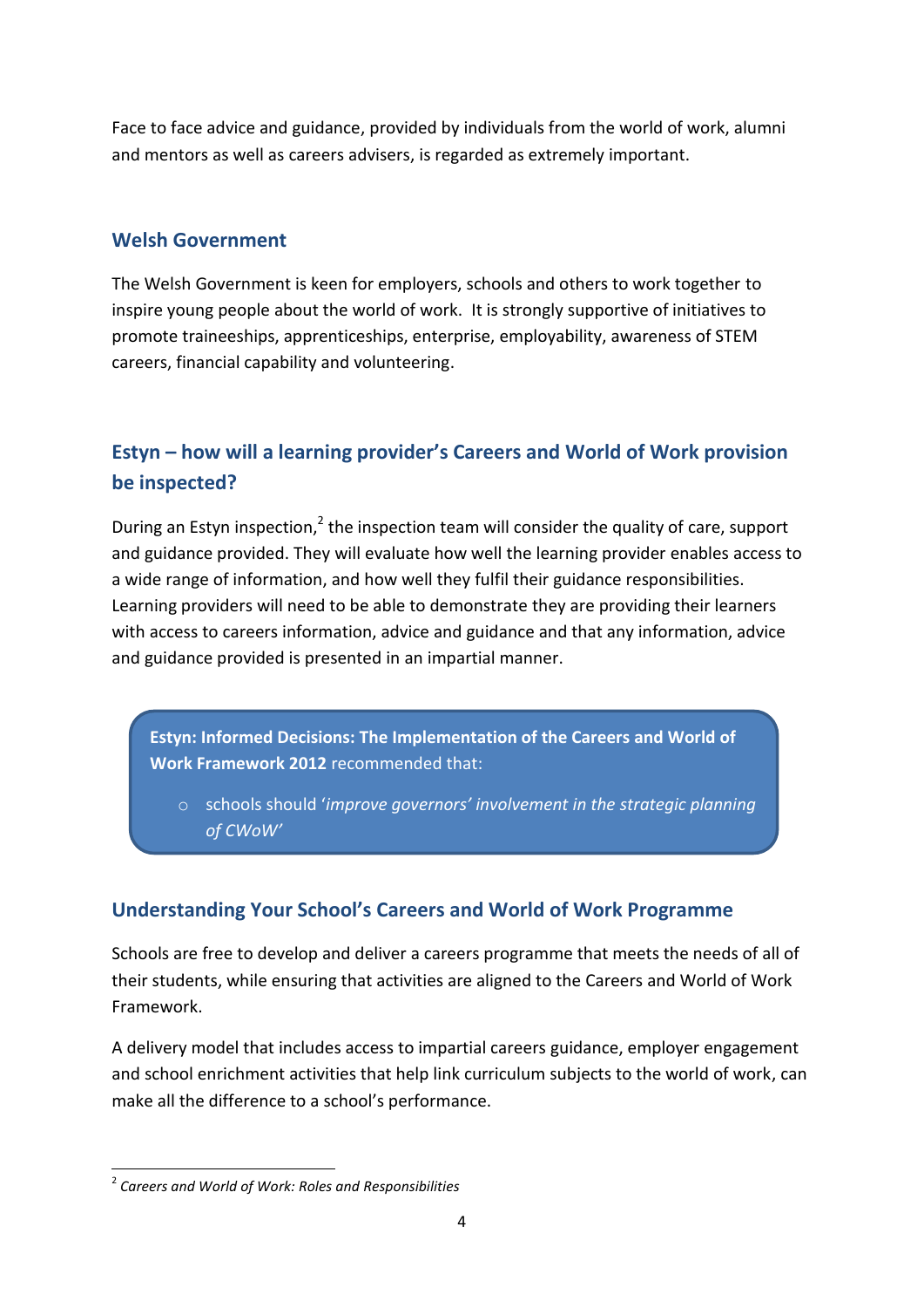Face to face advice and guidance, provided by individuals from the world of work, alumni and mentors as well as careers advisers, is regarded as extremely important.

## Welsh Government

The Welsh Government is keen for employers, schools and others to work together to inspire young people about the world of work. It is strongly supportive of initiatives to promote traineeships, apprenticeships, enterprise, employability, awareness of STEM careers, financial capability and volunteering.

## Estyn – how will a learning provider's Careers and World of Work provision be inspected?

During an Estyn inspection,[2] the inspection team will consider the quality of care, support and guidance provided. They will evaluate how well the learning provider enables access to a wide range of information, and how well they fulfil their guidance responsibilities. Learning providers will need to be able to demonstrate they are providing their learners with access to careers information, advice and guidance and that any information, advice and guidance provided is presented in an impartial manner.

> **Estyn: Informed Decisions: The Implementation of the Careers and World of Work Framework 2012** recommended that:
>
> - schools should '*improve governors' involvement in the strategic planning of CWoW'*

## Understanding Your School's Careers and World of Work Programme

Schools are free to develop and deliver a careers programme that meets the needs of all of their students, while ensuring that activities are aligned to the Careers and World of Work Framework.

A delivery model that includes access to impartial careers guidance, employer engagement and school enrichment activities that help link curriculum subjects to the world of work, can make all the difference to a school's performance.

---

[2] *Careers and World of Work: Roles and Responsibilities*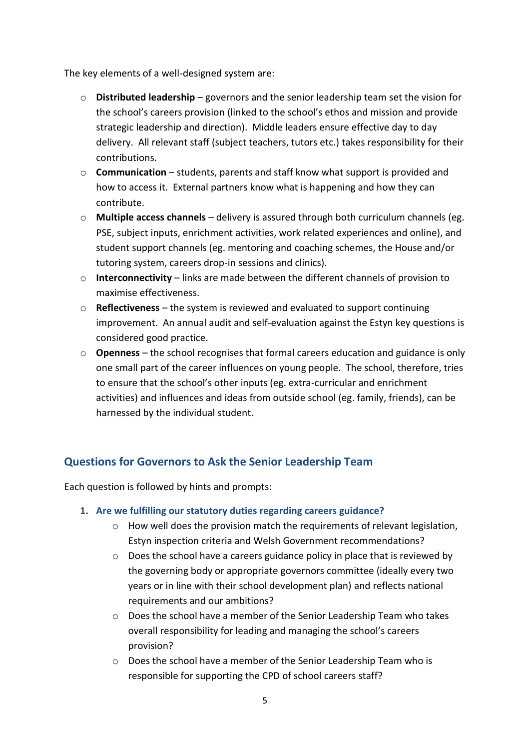The key elements of a well-designed system are:

- **Distributed leadership** – governors and the senior leadership team set the vision for the school's careers provision (linked to the school's ethos and mission and provide strategic leadership and direction). Middle leaders ensure effective day to day delivery. All relevant staff (subject teachers, tutors etc.) takes responsibility for their contributions.
- **Communication** – students, parents and staff know what support is provided and how to access it. External partners know what is happening and how they can contribute.
- **Multiple access channels** – delivery is assured through both curriculum channels (eg. PSE, subject inputs, enrichment activities, work related experiences and online), and student support channels (eg. mentoring and coaching schemes, the House and/or tutoring system, careers drop-in sessions and clinics).
- **Interconnectivity** – links are made between the different channels of provision to maximise effectiveness.
- **Reflectiveness** – the system is reviewed and evaluated to support continuing improvement. An annual audit and self-evaluation against the Estyn key questions is considered good practice.
- **Openness** – the school recognises that formal careers education and guidance is only one small part of the career influences on young people. The school, therefore, tries to ensure that the school's other inputs (eg. extra-curricular and enrichment activities) and influences and ideas from outside school (eg. family, friends), can be harnessed by the individual student.

## Questions for Governors to Ask the Senior Leadership Team

Each question is followed by hints and prompts:

1. **Are we fulfilling our statutory duties regarding careers guidance?**
    - How well does the provision match the requirements of relevant legislation, Estyn inspection criteria and Welsh Government recommendations?
    - Does the school have a careers guidance policy in place that is reviewed by the governing body or appropriate governors committee (ideally every two years or in line with their school development plan) and reflects national requirements and our ambitions?
    - Does the school have a member of the Senior Leadership Team who takes overall responsibility for leading and managing the school's careers provision?
    - Does the school have a member of the Senior Leadership Team who is responsible for supporting the CPD of school careers staff?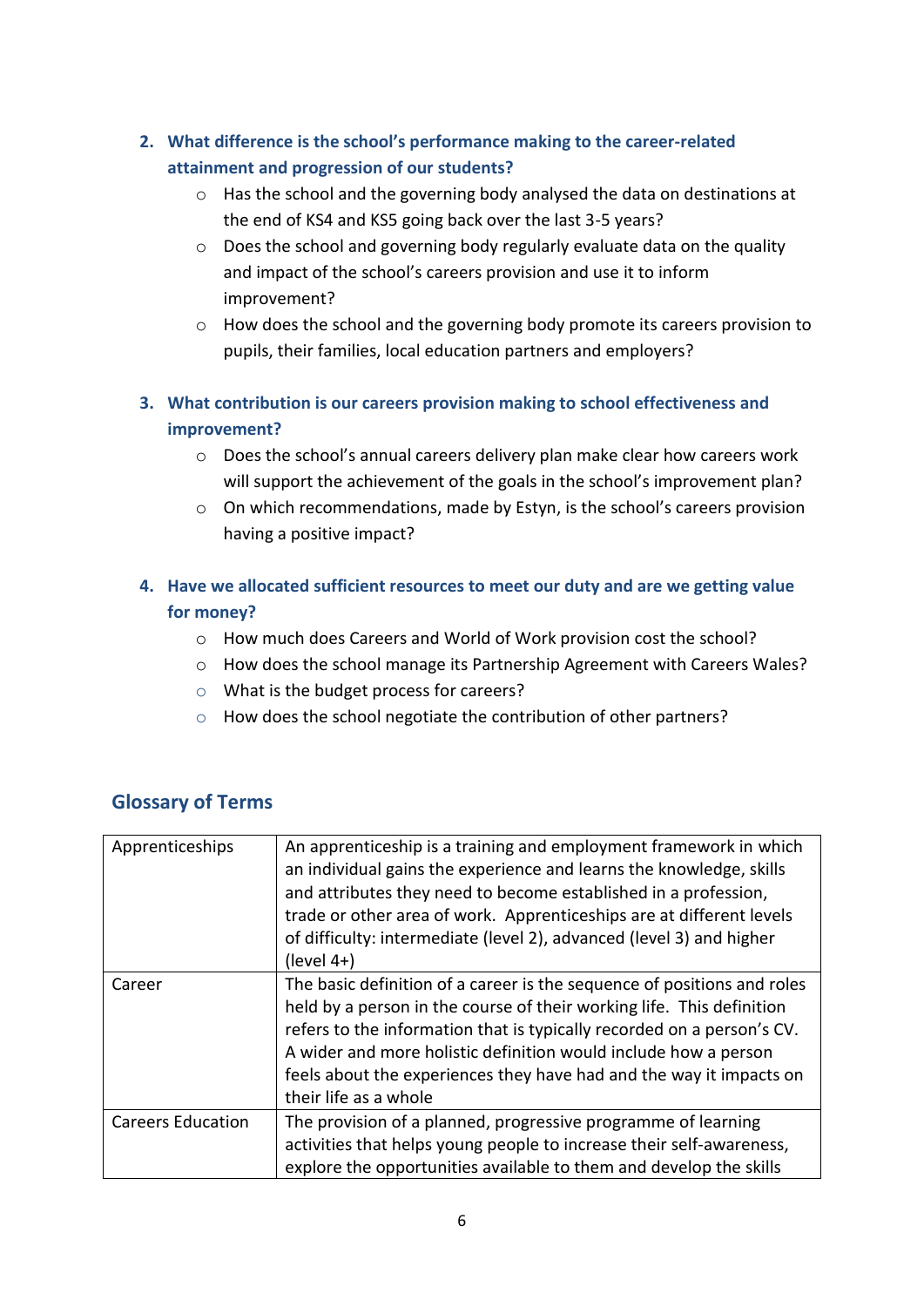2. **What difference is the school's performance making to the career-related attainment and progression of our students?**
    - Has the school and the governing body analysed the data on destinations at the end of KS4 and KS5 going back over the last 3-5 years?
    - Does the school and governing body regularly evaluate data on the quality and impact of the school's careers provision and use it to inform improvement?
    - How does the school and the governing body promote its careers provision to pupils, their families, local education partners and employers?

3. **What contribution is our careers provision making to school effectiveness and improvement?**
    - Does the school's annual careers delivery plan make clear how careers work will support the achievement of the goals in the school's improvement plan?
    - On which recommendations, made by Estyn, is the school's careers provision having a positive impact?

4. **Have we allocated sufficient resources to meet our duty and are we getting value for money?**
    - How much does Careers and World of Work provision cost the school?
    - How does the school manage its Partnership Agreement with Careers Wales?
    - What is the budget process for careers?
    - How does the school negotiate the contribution of other partners?

## Glossary of Terms

| | |
|---|---|
| Apprenticeships | An apprenticeship is a training and employment framework in which an individual gains the experience and learns the knowledge, skills and attributes they need to become established in a profession, trade or other area of work. Apprenticeships are at different levels of difficulty: intermediate (level 2), advanced (level 3) and higher (level 4+) |
| Career | The basic definition of a career is the sequence of positions and roles held by a person in the course of their working life. This definition refers to the information that is typically recorded on a person's CV. A wider and more holistic definition would include how a person feels about the experiences they have had and the way it impacts on their life as a whole |
| Careers Education | The provision of a planned, progressive programme of learning activities that helps young people to increase their self-awareness, explore the opportunities available to them and develop the skills |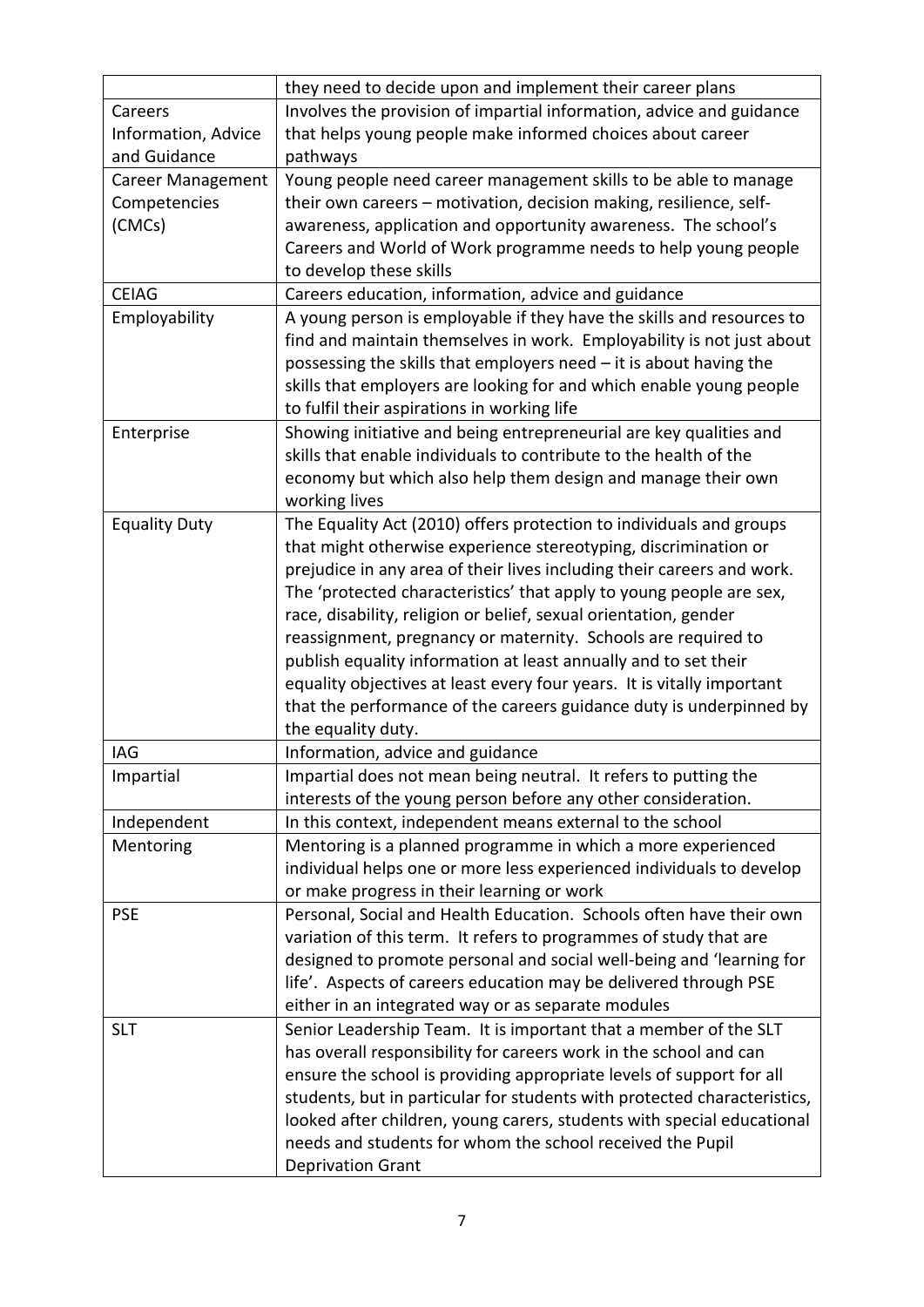| | |
|---|---|
| | they need to decide upon and implement their career plans |
| Careers Information, Advice and Guidance | Involves the provision of impartial information, advice and guidance that helps young people make informed choices about career pathways |
| Career Management Competencies (CMCs) | Young people need career management skills to be able to manage their own careers – motivation, decision making, resilience, self-awareness, application and opportunity awareness. The school's Careers and World of Work programme needs to help young people to develop these skills |
| CEIAG | Careers education, information, advice and guidance |
| Employability | A young person is employable if they have the skills and resources to find and maintain themselves in work. Employability is not just about possessing the skills that employers need – it is about having the skills that employers are looking for and which enable young people to fulfil their aspirations in working life |
| Enterprise | Showing initiative and being entrepreneurial are key qualities and skills that enable individuals to contribute to the health of the economy but which also help them design and manage their own working lives |
| Equality Duty | The Equality Act (2010) offers protection to individuals and groups that might otherwise experience stereotyping, discrimination or prejudice in any area of their lives including their careers and work. The 'protected characteristics' that apply to young people are sex, race, disability, religion or belief, sexual orientation, gender reassignment, pregnancy or maternity. Schools are required to publish equality information at least annually and to set their equality objectives at least every four years. It is vitally important that the performance of the careers guidance duty is underpinned by the equality duty. |
| IAG | Information, advice and guidance |
| Impartial | Impartial does not mean being neutral. It refers to putting the interests of the young person before any other consideration. |
| Independent | In this context, independent means external to the school |
| Mentoring | Mentoring is a planned programme in which a more experienced individual helps one or more less experienced individuals to develop or make progress in their learning or work |
| PSE | Personal, Social and Health Education. Schools often have their own variation of this term. It refers to programmes of study that are designed to promote personal and social well-being and 'learning for life'. Aspects of careers education may be delivered through PSE either in an integrated way or as separate modules |
| SLT | Senior Leadership Team. It is important that a member of the SLT has overall responsibility for careers work in the school and can ensure the school is providing appropriate levels of support for all students, but in particular for students with protected characteristics, looked after children, young carers, students with special educational needs and students for whom the school received the Pupil Deprivation Grant |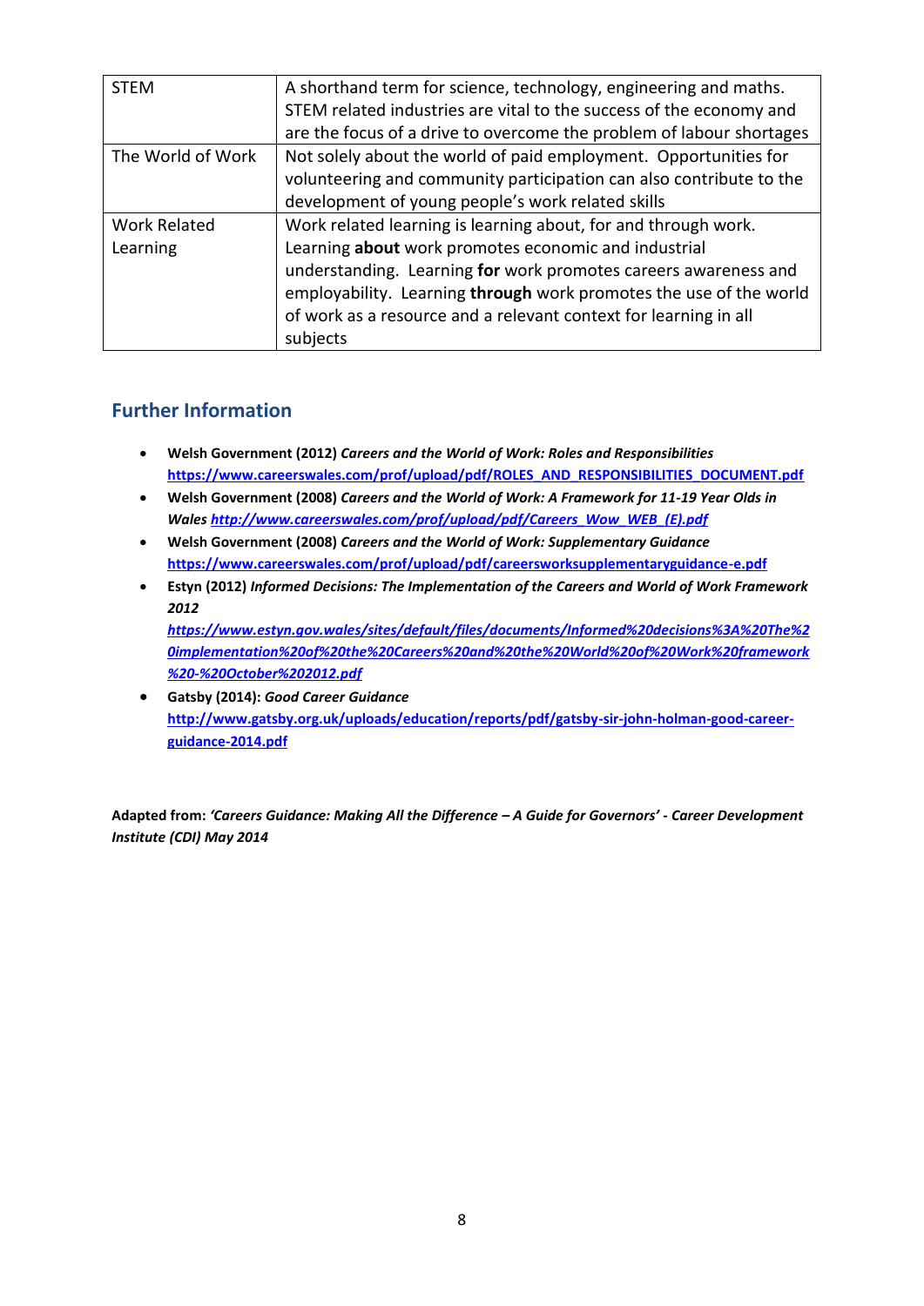| | |
|---|---|
| STEM | A shorthand term for science, technology, engineering and maths. STEM related industries are vital to the success of the economy and are the focus of a drive to overcome the problem of labour shortages |
| The World of Work | Not solely about the world of paid employment. Opportunities for volunteering and community participation can also contribute to the development of young people's work related skills |
| Work Related Learning | Work related learning is learning about, for and through work. Learning **about** work promotes economic and industrial understanding. Learning **for** work promotes careers awareness and employability. Learning **through** work promotes the use of the world of work as a resource and a relevant context for learning in all subjects |

## Further Information

- **Welsh Government (2012)** ***Careers and the World of Work: Roles and Responsibilities*** **https://www.careerswales.com/prof/upload/pdf/ROLES_AND_RESPONSIBILITIES_DOCUMENT.pdf**
- **Welsh Government (2008)** ***Careers and the World of Work: A Framework for 11-19 Year Olds in Wales*** ***http://www.careerswales.com/prof/upload/pdf/Careers_Wow_WEB_(E).pdf***
- **Welsh Government (2008)** ***Careers and the World of Work: Supplementary Guidance*** **https://www.careerswales.com/prof/upload/pdf/careersworksupplementaryguidance-e.pdf**
- **Estyn (2012)** ***Informed Decisions: The Implementation of the Careers and World of Work Framework 2012*** ***https://www.estyn.gov.wales/sites/default/files/documents/Informed%20decisions%3A%20The%20implementation%20of%20the%20Careers%20and%20the%20World%20of%20Work%20framework%20-%20October%202012.pdf***
- **Gatsby (2014):** ***Good Career Guidance*** **http://www.gatsby.org.uk/uploads/education/reports/pdf/gatsby-sir-john-holman-good-career-guidance-2014.pdf**

**Adapted from:** ***'Careers Guidance: Making All the Difference – A Guide for Governors' - Career Development Institute (CDI) May 2014***